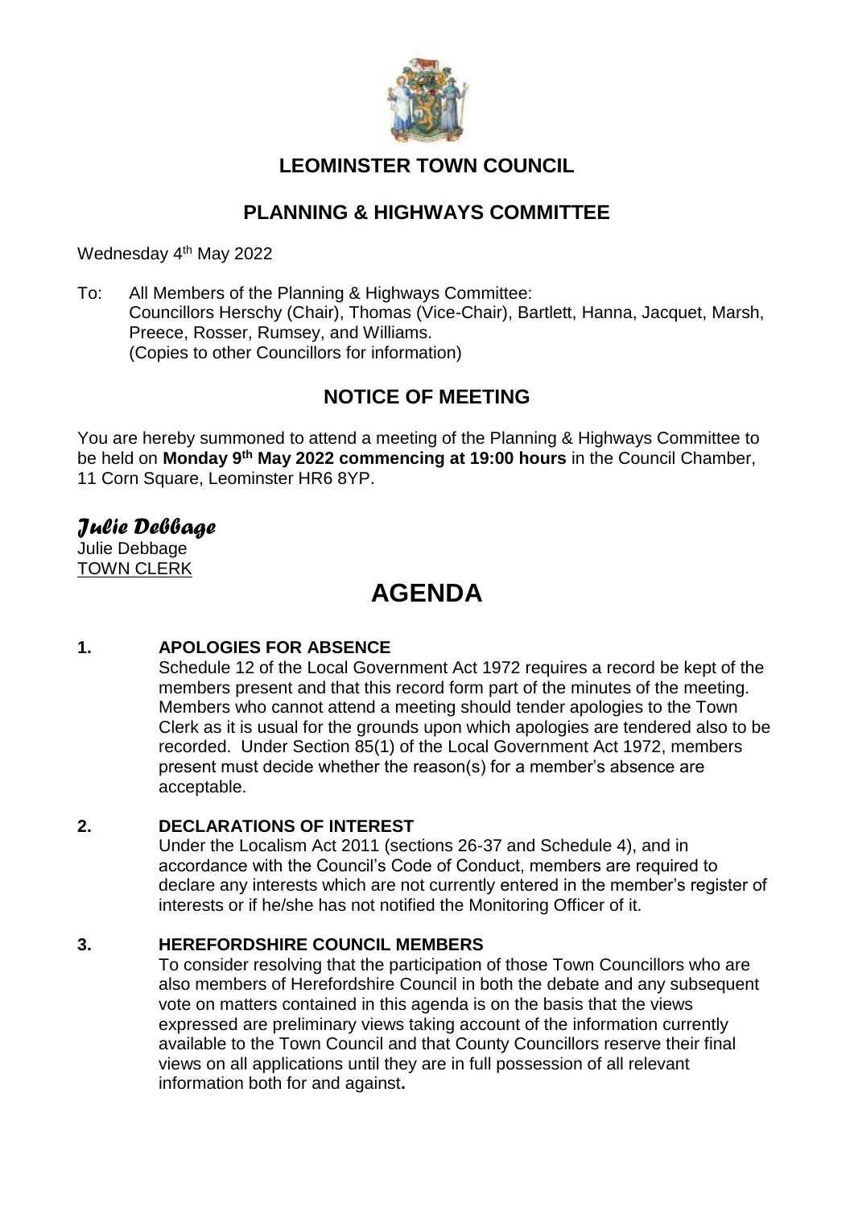# LEOMINSTER TOWN COUNCIL

## PLANNING & HIGHWAYS COMMITTEE

Wednesday 4th May 2022

To: All Members of the Planning & Highways Committee:
Councillors Herschy (Chair), Thomas (Vice-Chair), Bartlett, Hanna, Jacquet, Marsh, Preece, Rosser, Rumsey, and Williams.
(Copies to other Councillors for information)

## NOTICE OF MEETING

You are hereby summoned to attend a meeting of the Planning & Highways Committee to be held on **Monday 9th May 2022 commencing at 19:00 hours** in the Council Chamber, 11 Corn Square, Leominster HR6 8YP.

*Julie Debbage*

Julie Debbage
TOWN CLERK

# AGENDA

**1. APOLOGIES FOR ABSENCE**

Schedule 12 of the Local Government Act 1972 requires a record be kept of the members present and that this record form part of the minutes of the meeting. Members who cannot attend a meeting should tender apologies to the Town Clerk as it is usual for the grounds upon which apologies are tendered also to be recorded. Under Section 85(1) of the Local Government Act 1972, members present must decide whether the reason(s) for a member's absence are acceptable.

**2. DECLARATIONS OF INTEREST**

Under the Localism Act 2011 (sections 26-37 and Schedule 4), and in accordance with the Council's Code of Conduct, members are required to declare any interests which are not currently entered in the member's register of interests or if he/she has not notified the Monitoring Officer of it.

**3. HEREFORDSHIRE COUNCIL MEMBERS**

To consider resolving that the participation of those Town Councillors who are also members of Herefordshire Council in both the debate and any subsequent vote on matters contained in this agenda is on the basis that the views expressed are preliminary views taking account of the information currently available to the Town Council and that County Councillors reserve their final views on all applications until they are in full possession of all relevant information both for and against**.**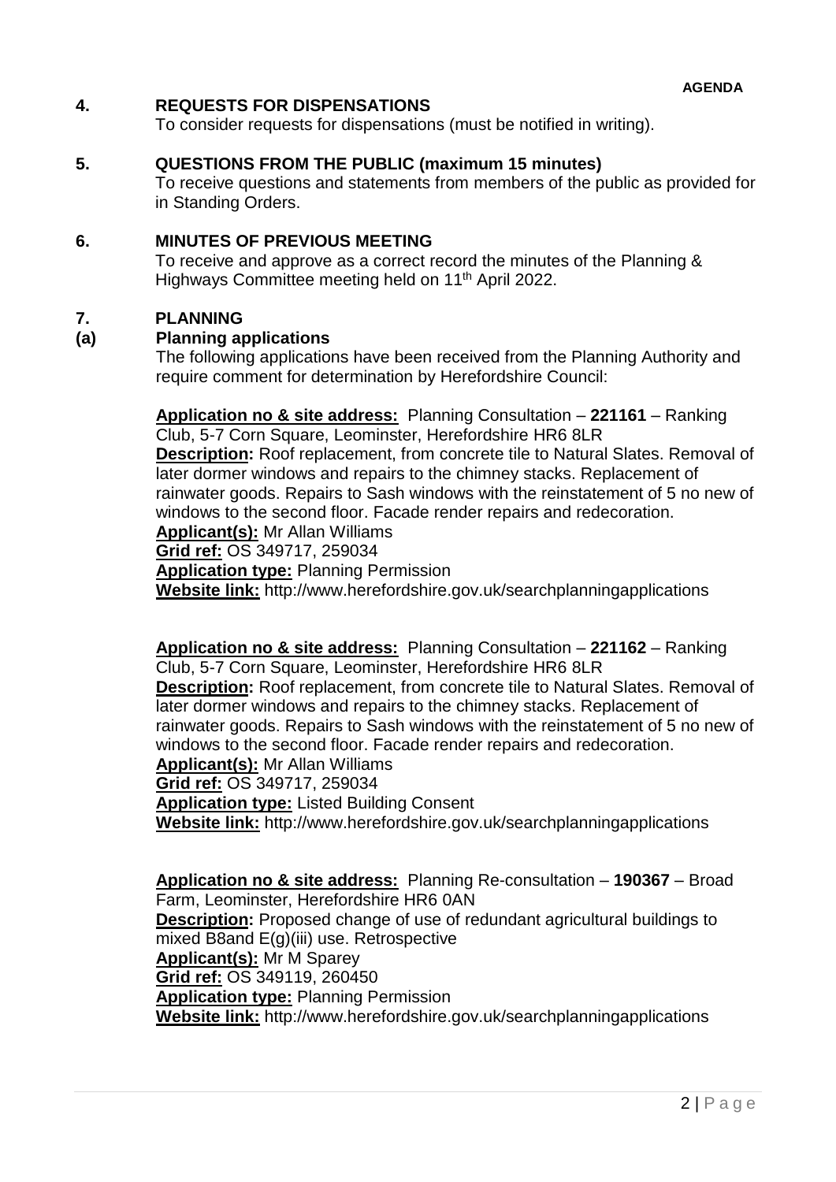**AGENDA**

## 4. REQUESTS FOR DISPENSATIONS

To consider requests for dispensations (must be notified in writing).

## 5. QUESTIONS FROM THE PUBLIC (maximum 15 minutes)

To receive questions and statements from members of the public as provided for in Standing Orders.

## 6. MINUTES OF PREVIOUS MEETING

To receive and approve as a correct record the minutes of the Planning & Highways Committee meeting held on 11th April 2022.

## 7. PLANNING

### (a) Planning applications

The following applications have been received from the Planning Authority and require comment for determination by Herefordshire Council:

**Application no & site address:** Planning Consultation – **221161** – Ranking Club, 5-7 Corn Square, Leominster, Herefordshire HR6 8LR
**Description:** Roof replacement, from concrete tile to Natural Slates. Removal of later dormer windows and repairs to the chimney stacks. Replacement of rainwater goods. Repairs to Sash windows with the reinstatement of 5 no new of windows to the second floor. Facade render repairs and redecoration.
**Applicant(s):** Mr Allan Williams
**Grid ref:** OS 349717, 259034
**Application type:** Planning Permission
**Website link:** http://www.herefordshire.gov.uk/searchplanningapplications

**Application no & site address:** Planning Consultation – **221162** – Ranking Club, 5-7 Corn Square, Leominster, Herefordshire HR6 8LR
**Description:** Roof replacement, from concrete tile to Natural Slates. Removal of later dormer windows and repairs to the chimney stacks. Replacement of rainwater goods. Repairs to Sash windows with the reinstatement of 5 no new of windows to the second floor. Facade render repairs and redecoration.
**Applicant(s):** Mr Allan Williams
**Grid ref:** OS 349717, 259034
**Application type:** Listed Building Consent
**Website link:** http://www.herefordshire.gov.uk/searchplanningapplications

**Application no & site address:** Planning Re-consultation – **190367** – Broad Farm, Leominster, Herefordshire HR6 0AN
**Description:** Proposed change of use of redundant agricultural buildings to mixed B8and E(g)(iii) use. Retrospective
**Applicant(s):** Mr M Sparey
**Grid ref:** OS 349119, 260450
**Application type:** Planning Permission
**Website link:** http://www.herefordshire.gov.uk/searchplanningapplications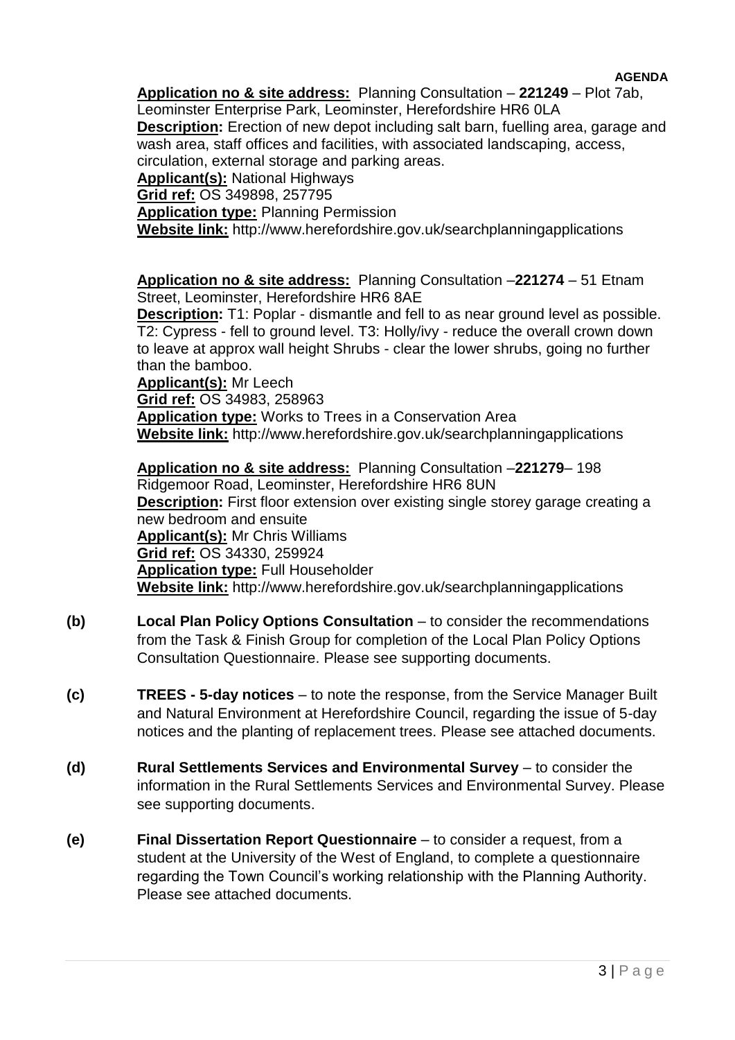**AGENDA**

**Application no & site address:** Planning Consultation – **221249** – Plot 7ab, Leominster Enterprise Park, Leominster, Herefordshire HR6 0LA
**Description:** Erection of new depot including salt barn, fuelling area, garage and wash area, staff offices and facilities, with associated landscaping, access, circulation, external storage and parking areas.
**Applicant(s):** National Highways
**Grid ref:** OS 349898, 257795
**Application type:** Planning Permission
**Website link:** http://www.herefordshire.gov.uk/searchplanningapplications

**Application no & site address:** Planning Consultation –**221274** – 51 Etnam Street, Leominster, Herefordshire HR6 8AE
**Description:** T1: Poplar - dismantle and fell to as near ground level as possible. T2: Cypress - fell to ground level. T3: Holly/ivy - reduce the overall crown down to leave at approx wall height Shrubs - clear the lower shrubs, going no further than the bamboo.
**Applicant(s):** Mr Leech
**Grid ref:** OS 34983, 258963
**Application type:** Works to Trees in a Conservation Area
**Website link:** http://www.herefordshire.gov.uk/searchplanningapplications

**Application no & site address:** Planning Consultation –**221279**– 198 Ridgemoor Road, Leominster, Herefordshire HR6 8UN
**Description:** First floor extension over existing single storey garage creating a new bedroom and ensuite
**Applicant(s):** Mr Chris Williams
**Grid ref:** OS 34330, 259924
**Application type:** Full Householder
**Website link:** http://www.herefordshire.gov.uk/searchplanningapplications

**(b)** **Local Plan Policy Options Consultation** – to consider the recommendations from the Task & Finish Group for completion of the Local Plan Policy Options Consultation Questionnaire. Please see supporting documents.

**(c)** **TREES - 5-day notices** – to note the response, from the Service Manager Built and Natural Environment at Herefordshire Council, regarding the issue of 5-day notices and the planting of replacement trees. Please see attached documents.

**(d)** **Rural Settlements Services and Environmental Survey** – to consider the information in the Rural Settlements Services and Environmental Survey. Please see supporting documents.

**(e)** **Final Dissertation Report Questionnaire** – to consider a request, from a student at the University of the West of England, to complete a questionnaire regarding the Town Council's working relationship with the Planning Authority. Please see attached documents.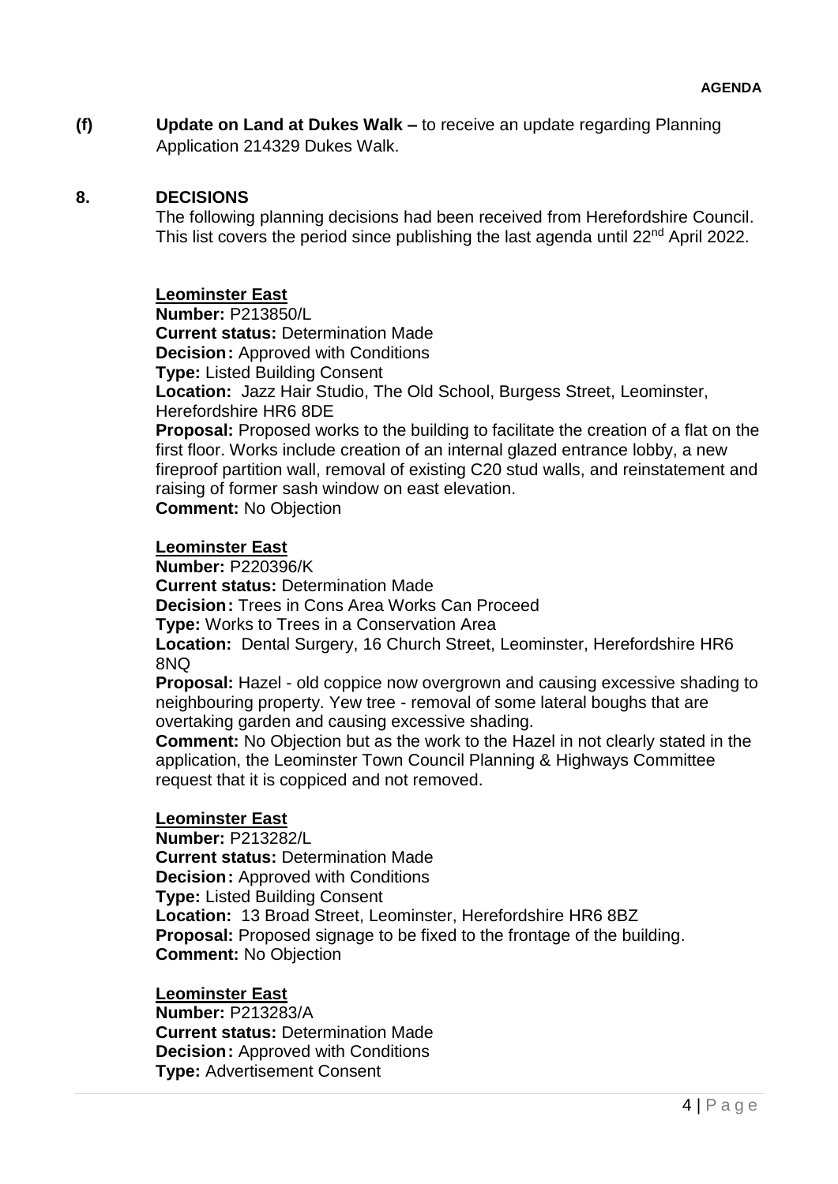**(f) Update on Land at Dukes Walk –** to receive an update regarding Planning Application 214329 Dukes Walk.

## 8. DECISIONS

The following planning decisions had been received from Herefordshire Council. This list covers the period since publishing the last agenda until 22nd April 2022.

**Leominster East**
**Number:** P213850/L
**Current status:** Determination Made
**Decision:** Approved with Conditions
**Type:** Listed Building Consent
**Location:** Jazz Hair Studio, The Old School, Burgess Street, Leominster, Herefordshire HR6 8DE
**Proposal:** Proposed works to the building to facilitate the creation of a flat on the first floor. Works include creation of an internal glazed entrance lobby, a new fireproof partition wall, removal of existing C20 stud walls, and reinstatement and raising of former sash window on east elevation.
**Comment:** No Objection

**Leominster East**
**Number:** P220396/K
**Current status:** Determination Made
**Decision:** Trees in Cons Area Works Can Proceed
**Type:** Works to Trees in a Conservation Area
**Location:** Dental Surgery, 16 Church Street, Leominster, Herefordshire HR6 8NQ
**Proposal:** Hazel - old coppice now overgrown and causing excessive shading to neighbouring property. Yew tree - removal of some lateral boughs that are overtaking garden and causing excessive shading.
**Comment:** No Objection but as the work to the Hazel in not clearly stated in the application, the Leominster Town Council Planning & Highways Committee request that it is coppiced and not removed.

**Leominster East**
**Number:** P213282/L
**Current status:** Determination Made
**Decision:** Approved with Conditions
**Type:** Listed Building Consent
**Location:** 13 Broad Street, Leominster, Herefordshire HR6 8BZ
**Proposal:** Proposed signage to be fixed to the frontage of the building.
**Comment:** No Objection

**Leominster East**
**Number:** P213283/A
**Current status:** Determination Made
**Decision:** Approved with Conditions
**Type:** Advertisement Consent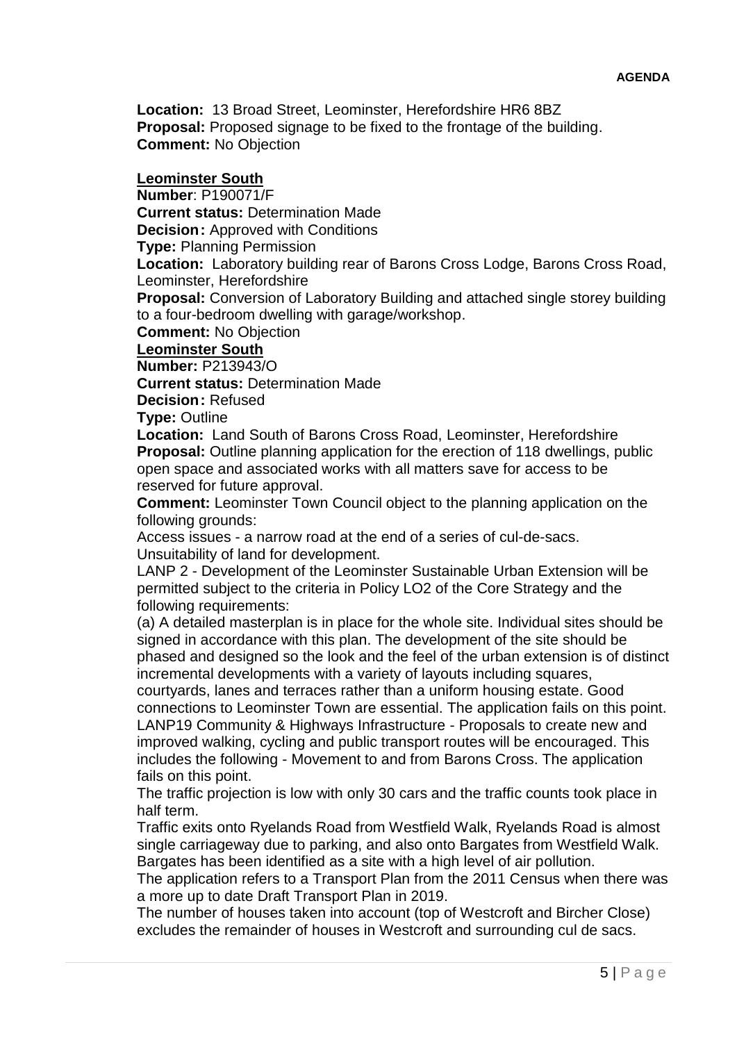**Location:** 13 Broad Street, Leominster, Herefordshire HR6 8BZ
**Proposal:** Proposed signage to be fixed to the frontage of the building.
**Comment:** No Objection

**Leominster South**
**Number**: P190071/F
**Current status:** Determination Made
**Decision:** Approved with Conditions
**Type:** Planning Permission
**Location:** Laboratory building rear of Barons Cross Lodge, Barons Cross Road, Leominster, Herefordshire
**Proposal:** Conversion of Laboratory Building and attached single storey building to a four-bedroom dwelling with garage/workshop.
**Comment:** No Objection

**Leominster South**
**Number:** P213943/O
**Current status:** Determination Made
**Decision:** Refused
**Type:** Outline
**Location:** Land South of Barons Cross Road, Leominster, Herefordshire
**Proposal:** Outline planning application for the erection of 118 dwellings, public open space and associated works with all matters save for access to be reserved for future approval.
**Comment:** Leominster Town Council object to the planning application on the following grounds:

Access issues - a narrow road at the end of a series of cul-de-sacs.
Unsuitability of land for development.
LANP 2 - Development of the Leominster Sustainable Urban Extension will be permitted subject to the criteria in Policy LO2 of the Core Strategy and the following requirements:
(a) A detailed masterplan is in place for the whole site. Individual sites should be signed in accordance with this plan. The development of the site should be phased and designed so the look and the feel of the urban extension is of distinct incremental developments with a variety of layouts including squares, courtyards, lanes and terraces rather than a uniform housing estate. Good connections to Leominster Town are essential. The application fails on this point.
LANP19 Community & Highways Infrastructure - Proposals to create new and improved walking, cycling and public transport routes will be encouraged. This includes the following - Movement to and from Barons Cross. The application fails on this point.
The traffic projection is low with only 30 cars and the traffic counts took place in half term.
Traffic exits onto Ryelands Road from Westfield Walk, Ryelands Road is almost single carriageway due to parking, and also onto Bargates from Westfield Walk. Bargates has been identified as a site with a high level of air pollution.
The application refers to a Transport Plan from the 2011 Census when there was a more up to date Draft Transport Plan in 2019.
The number of houses taken into account (top of Westcroft and Bircher Close) excludes the remainder of houses in Westcroft and surrounding cul de sacs.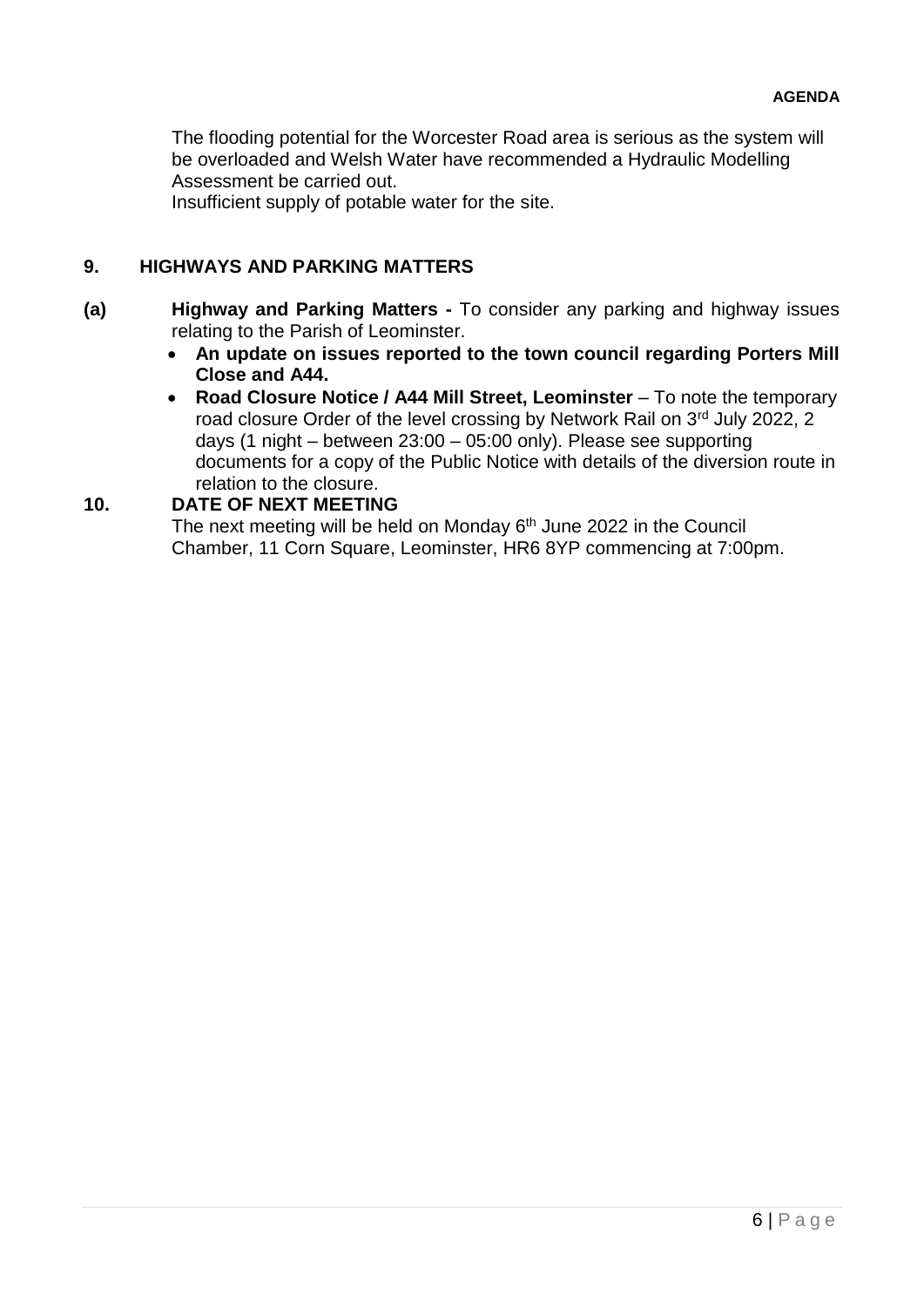The flooding potential for the Worcester Road area is serious as the system will be overloaded and Welsh Water have recommended a Hydraulic Modelling Assessment be carried out.

Insufficient supply of potable water for the site.

## 9. HIGHWAYS AND PARKING MATTERS

**(a) Highway and Parking Matters -** To consider any parking and highway issues relating to the Parish of Leominster.

- **An update on issues reported to the town council regarding Porters Mill Close and A44.**
- **Road Closure Notice / A44 Mill Street, Leominster** – To note the temporary road closure Order of the level crossing by Network Rail on 3rd July 2022, 2 days (1 night – between 23:00 – 05:00 only). Please see supporting documents for a copy of the Public Notice with details of the diversion route in relation to the closure.

## 10. DATE OF NEXT MEETING

The next meeting will be held on Monday 6th June 2022 in the Council Chamber, 11 Corn Square, Leominster, HR6 8YP commencing at 7:00pm.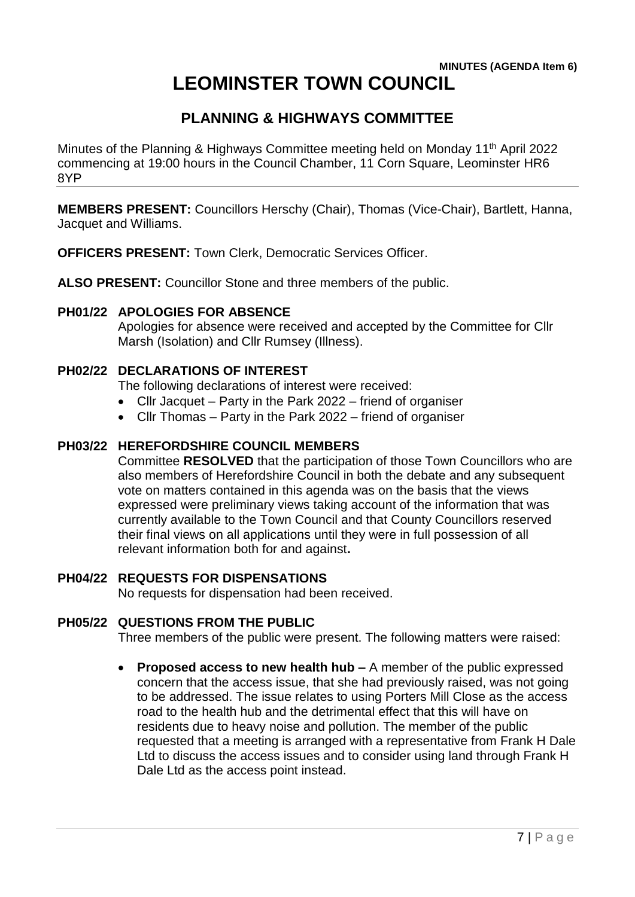**MINUTES (AGENDA Item 6)**

# LEOMINSTER TOWN COUNCIL

## PLANNING & HIGHWAYS COMMITTEE

Minutes of the Planning & Highways Committee meeting held on Monday 11th April 2022 commencing at 19:00 hours in the Council Chamber, 11 Corn Square, Leominster HR6 8YP

---

**MEMBERS PRESENT:** Councillors Herschy (Chair), Thomas (Vice-Chair), Bartlett, Hanna, Jacquet and Williams.

**OFFICERS PRESENT:** Town Clerk, Democratic Services Officer.

**ALSO PRESENT:** Councillor Stone and three members of the public.

### PH01/22 APOLOGIES FOR ABSENCE

Apologies for absence were received and accepted by the Committee for Cllr Marsh (Isolation) and Cllr Rumsey (Illness).

### PH02/22 DECLARATIONS OF INTEREST

The following declarations of interest were received:

- Cllr Jacquet – Party in the Park 2022 – friend of organiser
- Cllr Thomas – Party in the Park 2022 – friend of organiser

### PH03/22 HEREFORDSHIRE COUNCIL MEMBERS

Committee **RESOLVED** that the participation of those Town Councillors who are also members of Herefordshire Council in both the debate and any subsequent vote on matters contained in this agenda was on the basis that the views expressed were preliminary views taking account of the information that was currently available to the Town Council and that County Councillors reserved their final views on all applications until they were in full possession of all relevant information both for and against**.**

### PH04/22 REQUESTS FOR DISPENSATIONS

No requests for dispensation had been received.

### PH05/22 QUESTIONS FROM THE PUBLIC

Three members of the public were present. The following matters were raised:

- **Proposed access to new health hub –** A member of the public expressed concern that the access issue, that she had previously raised, was not going to be addressed. The issue relates to using Porters Mill Close as the access road to the health hub and the detrimental effect that this will have on residents due to heavy noise and pollution. The member of the public requested that a meeting is arranged with a representative from Frank H Dale Ltd to discuss the access issues and to consider using land through Frank H Dale Ltd as the access point instead.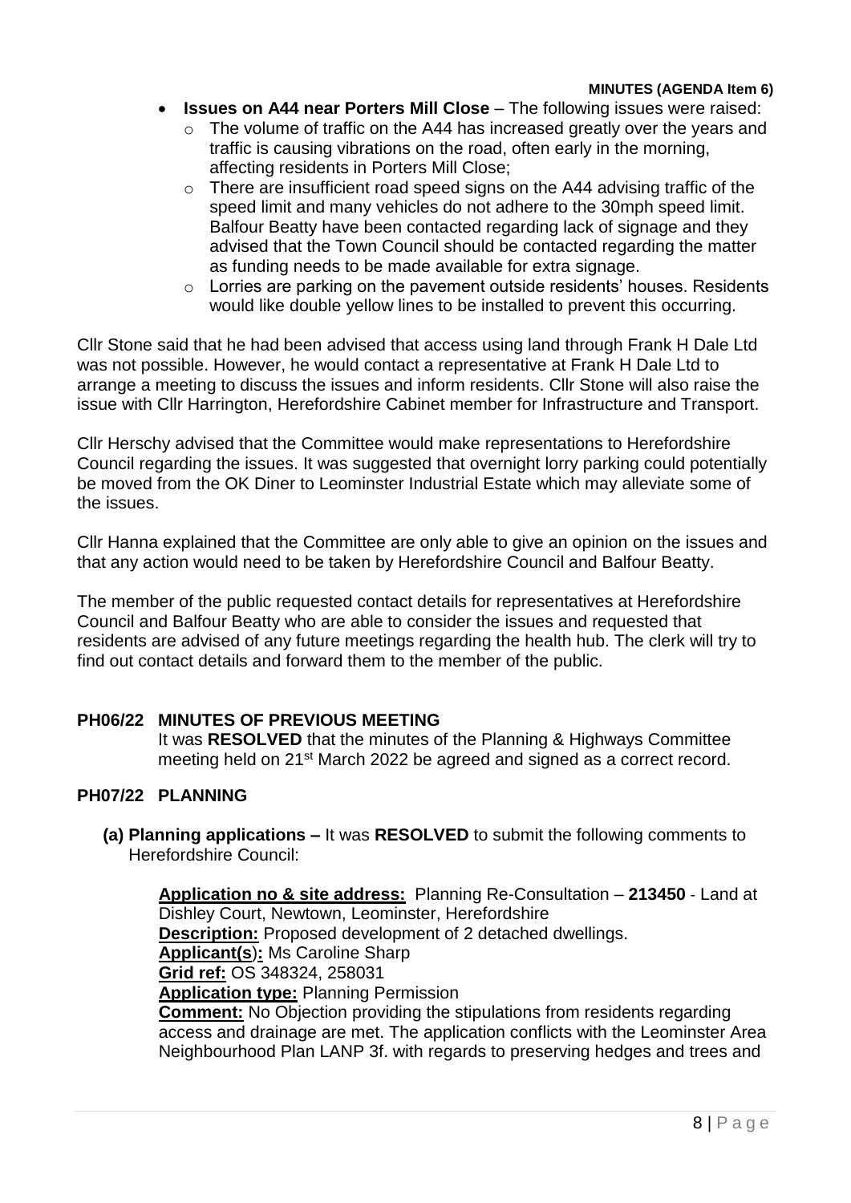- **Issues on A44 near Porters Mill Close** – The following issues were raised:
  - The volume of traffic on the A44 has increased greatly over the years and traffic is causing vibrations on the road, often early in the morning, affecting residents in Porters Mill Close;
  - There are insufficient road speed signs on the A44 advising traffic of the speed limit and many vehicles do not adhere to the 30mph speed limit. Balfour Beatty have been contacted regarding lack of signage and they advised that the Town Council should be contacted regarding the matter as funding needs to be made available for extra signage.
  - Lorries are parking on the pavement outside residents' houses. Residents would like double yellow lines to be installed to prevent this occurring.

Cllr Stone said that he had been advised that access using land through Frank H Dale Ltd was not possible. However, he would contact a representative at Frank H Dale Ltd to arrange a meeting to discuss the issues and inform residents. Cllr Stone will also raise the issue with Cllr Harrington, Herefordshire Cabinet member for Infrastructure and Transport.

Cllr Herschy advised that the Committee would make representations to Herefordshire Council regarding the issues. It was suggested that overnight lorry parking could potentially be moved from the OK Diner to Leominster Industrial Estate which may alleviate some of the issues.

Cllr Hanna explained that the Committee are only able to give an opinion on the issues and that any action would need to be taken by Herefordshire Council and Balfour Beatty.

The member of the public requested contact details for representatives at Herefordshire Council and Balfour Beatty who are able to consider the issues and requested that residents are advised of any future meetings regarding the health hub. The clerk will try to find out contact details and forward them to the member of the public.

## PH06/22 MINUTES OF PREVIOUS MEETING

It was **RESOLVED** that the minutes of the Planning & Highways Committee meeting held on 21st March 2022 be agreed and signed as a correct record.

## PH07/22 PLANNING

**(a) Planning applications –** It was **RESOLVED** to submit the following comments to Herefordshire Council:

**Application no & site address:** Planning Re-Consultation – **213450** - Land at Dishley Court, Newtown, Leominster, Herefordshire
**Description:** Proposed development of 2 detached dwellings.
**Applicant(s):** Ms Caroline Sharp
**Grid ref:** OS 348324, 258031
**Application type:** Planning Permission
**Comment:** No Objection providing the stipulations from residents regarding access and drainage are met. The application conflicts with the Leominster Area Neighbourhood Plan LANP 3f. with regards to preserving hedges and trees and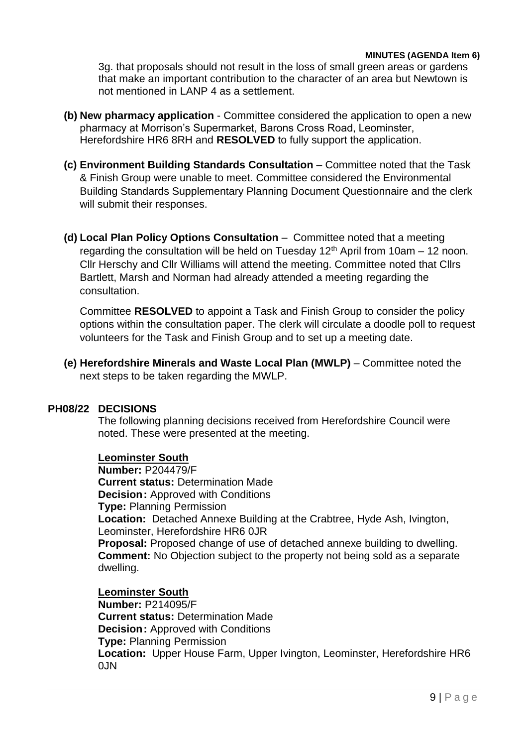**MINUTES (AGENDA Item 6)**

3g. that proposals should not result in the loss of small green areas or gardens that make an important contribution to the character of an area but Newtown is not mentioned in LANP 4 as a settlement.

**(b) New pharmacy application** - Committee considered the application to open a new pharmacy at Morrison's Supermarket, Barons Cross Road, Leominster, Herefordshire HR6 8RH and **RESOLVED** to fully support the application.

**(c) Environment Building Standards Consultation** – Committee noted that the Task & Finish Group were unable to meet. Committee considered the Environmental Building Standards Supplementary Planning Document Questionnaire and the clerk will submit their responses.

**(d) Local Plan Policy Options Consultation** – Committee noted that a meeting regarding the consultation will be held on Tuesday 12th April from 10am – 12 noon. Cllr Herschy and Cllr Williams will attend the meeting. Committee noted that Cllrs Bartlett, Marsh and Norman had already attended a meeting regarding the consultation.

Committee **RESOLVED** to appoint a Task and Finish Group to consider the policy options within the consultation paper. The clerk will circulate a doodle poll to request volunteers for the Task and Finish Group and to set up a meeting date.

**(e) Herefordshire Minerals and Waste Local Plan (MWLP)** – Committee noted the next steps to be taken regarding the MWLP.

**PH08/22 DECISIONS**

The following planning decisions received from Herefordshire Council were noted. These were presented at the meeting.

**Leominster South**
**Number:** P204479/F
**Current status:** Determination Made
**Decision:** Approved with Conditions
**Type:** Planning Permission
**Location:** Detached Annexe Building at the Crabtree, Hyde Ash, Ivington, Leominster, Herefordshire HR6 0JR
**Proposal:** Proposed change of use of detached annexe building to dwelling.
**Comment:** No Objection subject to the property not being sold as a separate dwelling.

**Leominster South**
**Number:** P214095/F
**Current status:** Determination Made
**Decision:** Approved with Conditions
**Type:** Planning Permission
**Location:** Upper House Farm, Upper Ivington, Leominster, Herefordshire HR6 0JN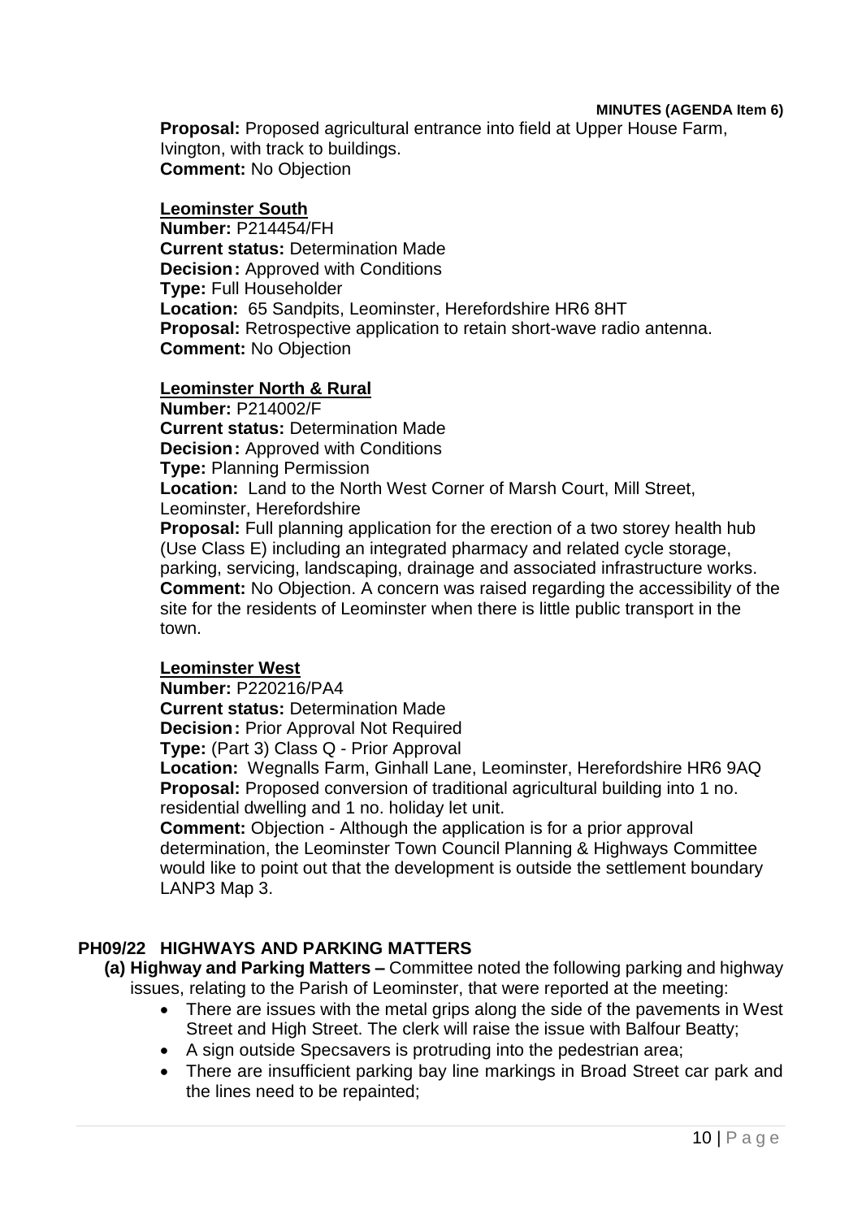**Proposal:** Proposed agricultural entrance into field at Upper House Farm, Ivington, with track to buildings.
**Comment:** No Objection

**Leominster South**
**Number:** P214454/FH
**Current status:** Determination Made
**Decision:** Approved with Conditions
**Type:** Full Householder
**Location:** 65 Sandpits, Leominster, Herefordshire HR6 8HT
**Proposal:** Retrospective application to retain short-wave radio antenna.
**Comment:** No Objection

**Leominster North & Rural**
**Number:** P214002/F
**Current status:** Determination Made
**Decision:** Approved with Conditions
**Type:** Planning Permission
**Location:** Land to the North West Corner of Marsh Court, Mill Street, Leominster, Herefordshire
**Proposal:** Full planning application for the erection of a two storey health hub (Use Class E) including an integrated pharmacy and related cycle storage, parking, servicing, landscaping, drainage and associated infrastructure works.
**Comment:** No Objection. A concern was raised regarding the accessibility of the site for the residents of Leominster when there is little public transport in the town.

**Leominster West**
**Number:** P220216/PA4
**Current status:** Determination Made
**Decision:** Prior Approval Not Required
**Type:** (Part 3) Class Q - Prior Approval
**Location:** Wegnalls Farm, Ginhall Lane, Leominster, Herefordshire HR6 9AQ
**Proposal:** Proposed conversion of traditional agricultural building into 1 no. residential dwelling and 1 no. holiday let unit.
**Comment:** Objection - Although the application is for a prior approval determination, the Leominster Town Council Planning & Highways Committee would like to point out that the development is outside the settlement boundary LANP3 Map 3.

## PH09/22 HIGHWAYS AND PARKING MATTERS

**(a) Highway and Parking Matters –** Committee noted the following parking and highway issues, relating to the Parish of Leominster, that were reported at the meeting:

- There are issues with the metal grips along the side of the pavements in West Street and High Street. The clerk will raise the issue with Balfour Beatty;
- A sign outside Specsavers is protruding into the pedestrian area;
- There are insufficient parking bay line markings in Broad Street car park and the lines need to be repainted;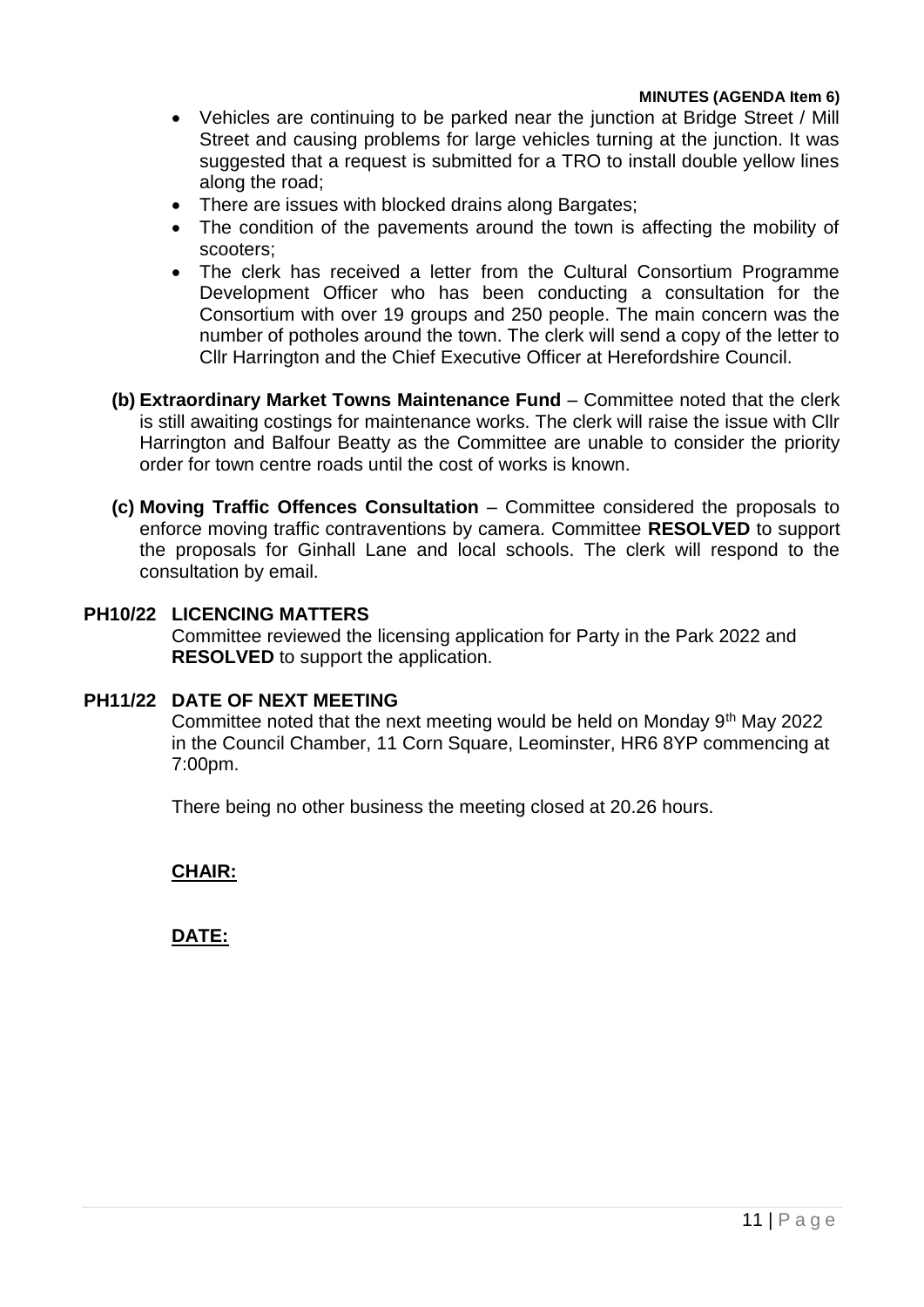**MINUTES (AGENDA Item 6)**

- Vehicles are continuing to be parked near the junction at Bridge Street / Mill Street and causing problems for large vehicles turning at the junction. It was suggested that a request is submitted for a TRO to install double yellow lines along the road;
- There are issues with blocked drains along Bargates;
- The condition of the pavements around the town is affecting the mobility of scooters;
- The clerk has received a letter from the Cultural Consortium Programme Development Officer who has been conducting a consultation for the Consortium with over 19 groups and 250 people. The main concern was the number of potholes around the town. The clerk will send a copy of the letter to Cllr Harrington and the Chief Executive Officer at Herefordshire Council.

**(b) Extraordinary Market Towns Maintenance Fund** – Committee noted that the clerk is still awaiting costings for maintenance works. The clerk will raise the issue with Cllr Harrington and Balfour Beatty as the Committee are unable to consider the priority order for town centre roads until the cost of works is known.

**(c) Moving Traffic Offences Consultation** – Committee considered the proposals to enforce moving traffic contraventions by camera. Committee **RESOLVED** to support the proposals for Ginhall Lane and local schools. The clerk will respond to the consultation by email.

**PH10/22 LICENCING MATTERS**

Committee reviewed the licensing application for Party in the Park 2022 and **RESOLVED** to support the application.

**PH11/22 DATE OF NEXT MEETING**

Committee noted that the next meeting would be held on Monday 9th May 2022 in the Council Chamber, 11 Corn Square, Leominster, HR6 8YP commencing at 7:00pm.

There being no other business the meeting closed at 20.26 hours.

**CHAIR:**

**DATE:**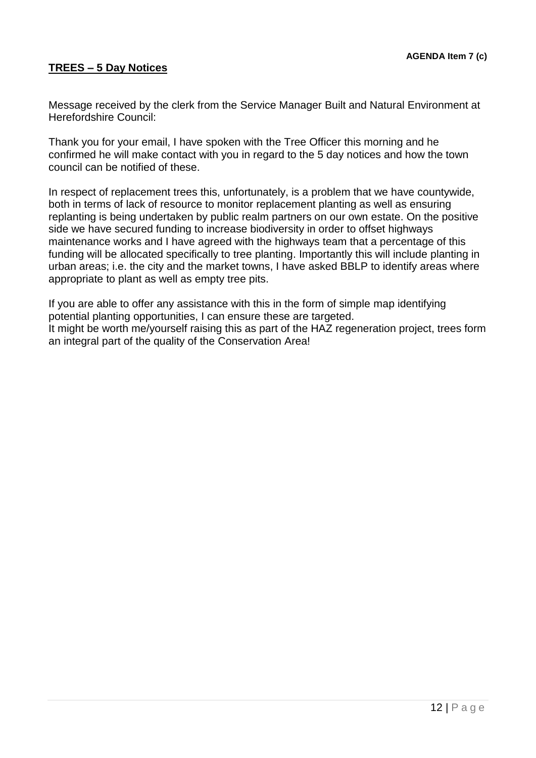**AGENDA Item 7 (c)**

## TREES – 5 Day Notices

Message received by the clerk from the Service Manager Built and Natural Environment at Herefordshire Council:

Thank you for your email, I have spoken with the Tree Officer this morning and he confirmed he will make contact with you in regard to the 5 day notices and how the town council can be notified of these.

In respect of replacement trees this, unfortunately, is a problem that we have countywide, both in terms of lack of resource to monitor replacement planting as well as ensuring replanting is being undertaken by public realm partners on our own estate. On the positive side we have secured funding to increase biodiversity in order to offset highways maintenance works and I have agreed with the highways team that a percentage of this funding will be allocated specifically to tree planting. Importantly this will include planting in urban areas; i.e. the city and the market towns, I have asked BBLP to identify areas where appropriate to plant as well as empty tree pits.

If you are able to offer any assistance with this in the form of simple map identifying potential planting opportunities, I can ensure these are targeted.
It might be worth me/yourself raising this as part of the HAZ regeneration project, trees form an integral part of the quality of the Conservation Area!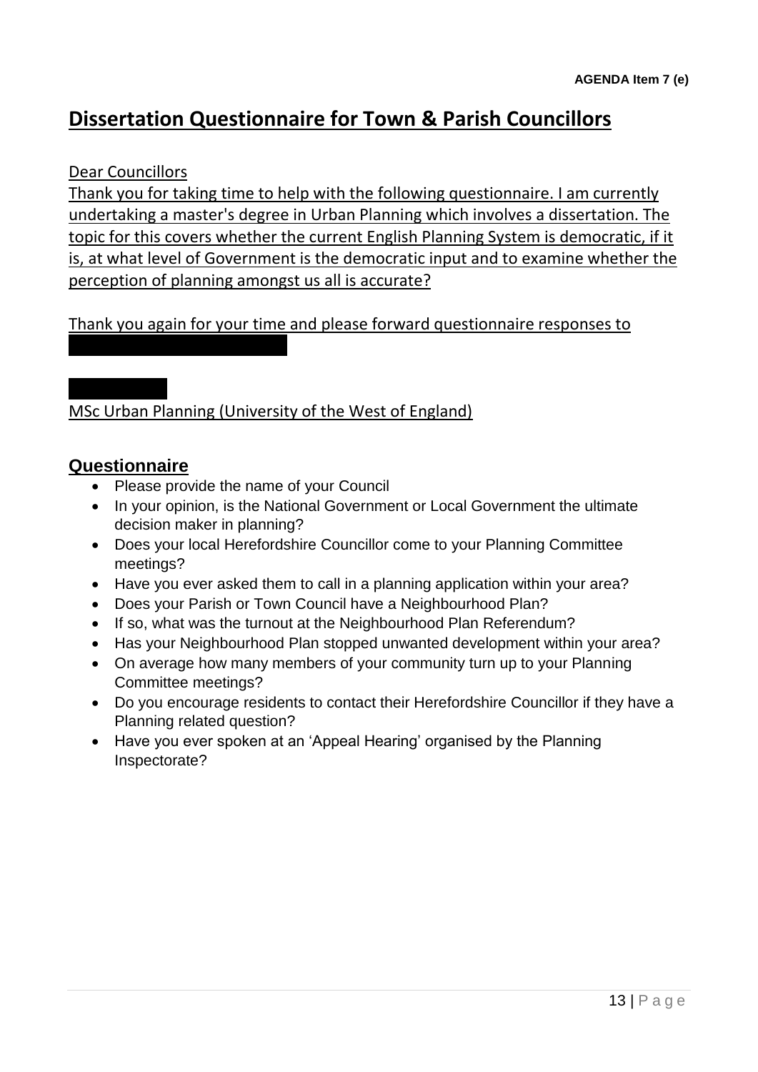AGENDA Item 7 (e)

# Dissertation Questionnaire for Town & Parish Councillors

Dear Councillors

Thank you for taking time to help with the following questionnaire. I am currently undertaking a master's degree in Urban Planning which involves a dissertation. The topic for this covers whether the current English Planning System is democratic, if it is, at what level of Government is the democratic input and to examine whether the perception of planning amongst us all is accurate?

Thank you again for your time and please forward questionnaire responses to

MSc Urban Planning (University of the West of England)

## Questionnaire

- Please provide the name of your Council
- In your opinion, is the National Government or Local Government the ultimate decision maker in planning?
- Does your local Herefordshire Councillor come to your Planning Committee meetings?
- Have you ever asked them to call in a planning application within your area?
- Does your Parish or Town Council have a Neighbourhood Plan?
- If so, what was the turnout at the Neighbourhood Plan Referendum?
- Has your Neighbourhood Plan stopped unwanted development within your area?
- On average how many members of your community turn up to your Planning Committee meetings?
- Do you encourage residents to contact their Herefordshire Councillor if they have a Planning related question?
- Have you ever spoken at an 'Appeal Hearing' organised by the Planning Inspectorate?